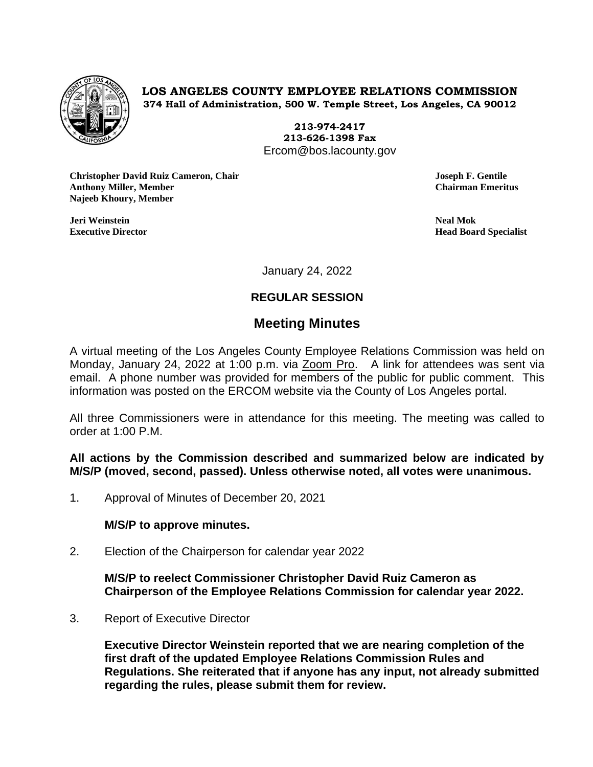**LOS ANGELES COUNTY EMPLOYEE RELATIONS COMMISSION**
**374 Hall of Administration, 500 W. Temple Street, Los Angeles, CA 90012**

**213-974-2417**
**213-626-1398 Fax**
Ercom@bos.lacounty.gov

**Christopher David Ruiz Cameron, Chair**
**Anthony Miller, Member**
**Najeeb Khoury, Member**

**Joseph F. Gentile**
**Chairman Emeritus**

**Jeri Weinstein**
**Executive Director**

**Neal Mok**
**Head Board Specialist**

January 24, 2022

**REGULAR SESSION**

## Meeting Minutes

A virtual meeting of the Los Angeles County Employee Relations Commission was held on Monday, January 24, 2022 at 1:00 p.m. via Zoom Pro. A link for attendees was sent via email. A phone number was provided for members of the public for public comment. This information was posted on the ERCOM website via the County of Los Angeles portal.

All three Commissioners were in attendance for this meeting. The meeting was called to order at 1:00 P.M.

**All actions by the Commission described and summarized below are indicated by M/S/P (moved, second, passed). Unless otherwise noted, all votes were unanimous.**

1. Approval of Minutes of December 20, 2021

   **M/S/P to approve minutes.**

2. Election of the Chairperson for calendar year 2022

   **M/S/P to reelect Commissioner Christopher David Ruiz Cameron as Chairperson of the Employee Relations Commission for calendar year 2022.**

3. Report of Executive Director

   **Executive Director Weinstein reported that we are nearing completion of the first draft of the updated Employee Relations Commission Rules and Regulations. She reiterated that if anyone has any input, not already submitted regarding the rules, please submit them for review.**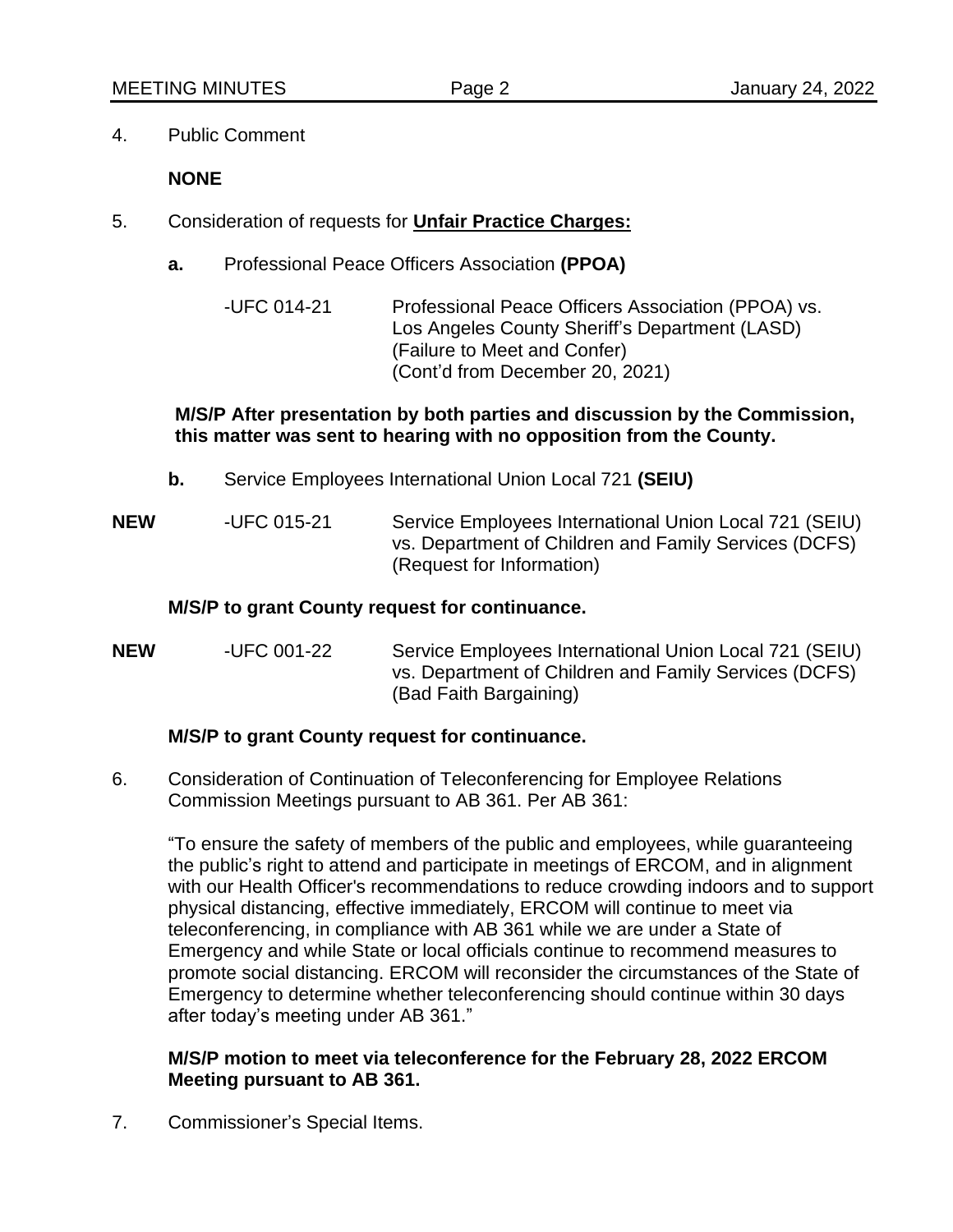4. Public Comment

   **NONE**

5. Consideration of requests for **<u>Unfair Practice Charges:</u>**

   **a.** Professional Peace Officers Association **(PPOA)**

   -UFC 014-21 Professional Peace Officers Association (PPOA) vs. Los Angeles County Sheriff's Department (LASD) (Failure to Meet and Confer) (Cont'd from December 20, 2021)

   **M/S/P After presentation by both parties and discussion by the Commission, this matter was sent to hearing with no opposition from the County.**

   **b.** Service Employees International Union Local 721 **(SEIU)**

   **NEW** -UFC 015-21 Service Employees International Union Local 721 (SEIU) vs. Department of Children and Family Services (DCFS) (Request for Information)

   **M/S/P to grant County request for continuance.**

   **NEW** -UFC 001-22 Service Employees International Union Local 721 (SEIU) vs. Department of Children and Family Services (DCFS) (Bad Faith Bargaining)

   **M/S/P to grant County request for continuance.**

6. Consideration of Continuation of Teleconferencing for Employee Relations Commission Meetings pursuant to AB 361. Per AB 361:

   "To ensure the safety of members of the public and employees, while guaranteeing the public's right to attend and participate in meetings of ERCOM, and in alignment with our Health Officer's recommendations to reduce crowding indoors and to support physical distancing, effective immediately, ERCOM will continue to meet via teleconferencing, in compliance with AB 361 while we are under a State of Emergency and while State or local officials continue to recommend measures to promote social distancing. ERCOM will reconsider the circumstances of the State of Emergency to determine whether teleconferencing should continue within 30 days after today's meeting under AB 361."

   **M/S/P motion to meet via teleconference for the February 28, 2022 ERCOM Meeting pursuant to AB 361.**

7. Commissioner's Special Items.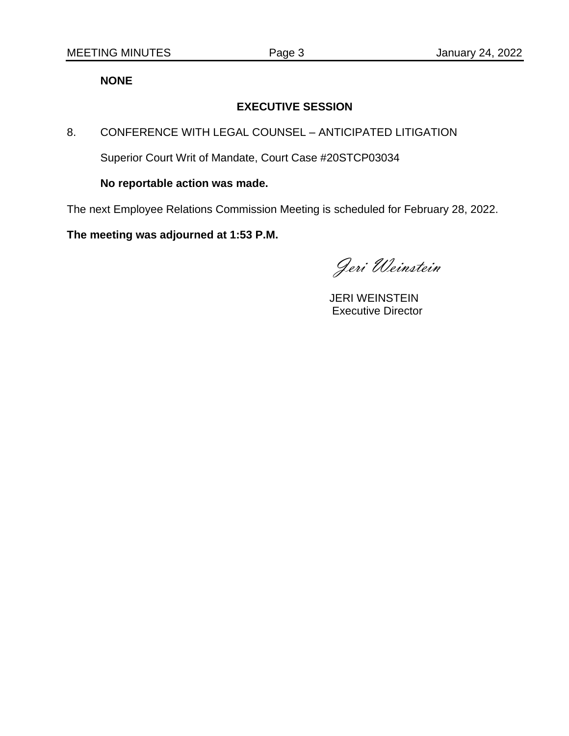**NONE**

## EXECUTIVE SESSION

8. CONFERENCE WITH LEGAL COUNSEL – ANTICIPATED LITIGATION

   Superior Court Writ of Mandate, Court Case #20STCP03034

   **No reportable action was made.**

The next Employee Relations Commission Meeting is scheduled for February 28, 2022.

**The meeting was adjourned at 1:53 P.M.**

*Jeri Weinstein*

JERI WEINSTEIN
Executive Director